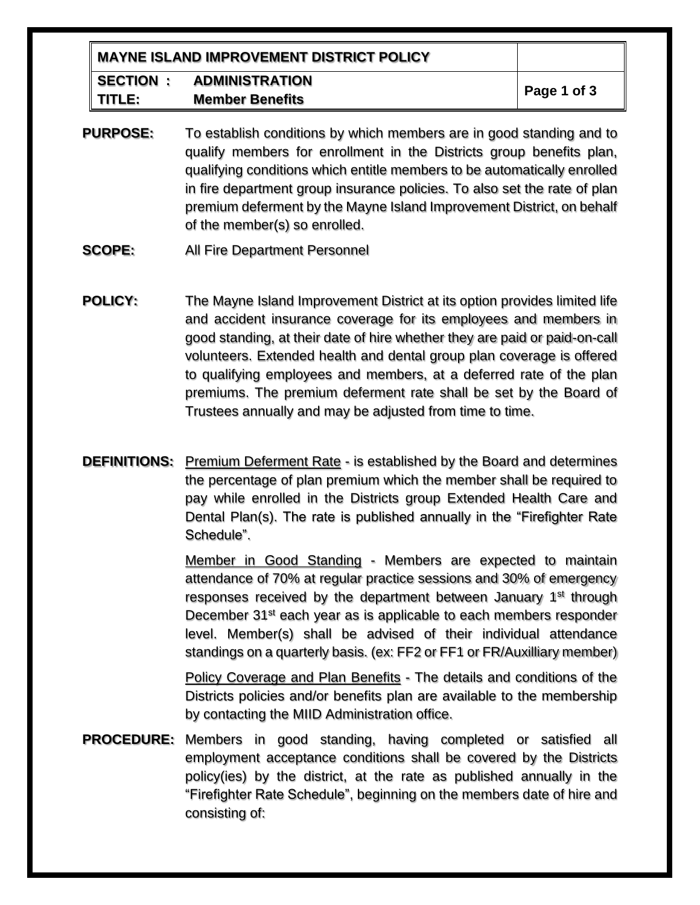| MAYNE ISLAND IMPROVEMENT DISTRICT POLICY | |
|---|---|
| **SECTION : ADMINISTRATION**<br>**TITLE: Member Benefits** | |

**PURPOSE:** To establish conditions by which members are in good standing and to qualify members for enrollment in the Districts group benefits plan, qualifying conditions which entitle members to be automatically enrolled in fire department group insurance policies. To also set the rate of plan premium deferment by the Mayne Island Improvement District, on behalf of the member(s) so enrolled.

**SCOPE:** All Fire Department Personnel

**POLICY:** The Mayne Island Improvement District at its option provides limited life and accident insurance coverage for its employees and members in good standing, at their date of hire whether they are paid or paid-on-call volunteers. Extended health and dental group plan coverage is offered to qualifying employees and members, at a deferred rate of the plan premiums. The premium deferment rate shall be set by the Board of Trustees annually and may be adjusted from time to time.

**DEFINITIONS:** Premium Deferment Rate - is established by the Board and determines the percentage of plan premium which the member shall be required to pay while enrolled in the Districts group Extended Health Care and Dental Plan(s). The rate is published annually in the "Firefighter Rate Schedule".

Member in Good Standing - Members are expected to maintain attendance of 70% at regular practice sessions and 30% of emergency responses received by the department between January 1st through December 31st each year as is applicable to each members responder level. Member(s) shall be advised of their individual attendance standings on a quarterly basis. (ex: FF2 or FF1 or FR/Auxilliary member)

Policy Coverage and Plan Benefits - The details and conditions of the Districts policies and/or benefits plan are available to the membership by contacting the MIID Administration office.

**PROCEDURE:** Members in good standing, having completed or satisfied all employment acceptance conditions shall be covered by the Districts policy(ies) by the district, at the rate as published annually in the "Firefighter Rate Schedule", beginning on the members date of hire and consisting of: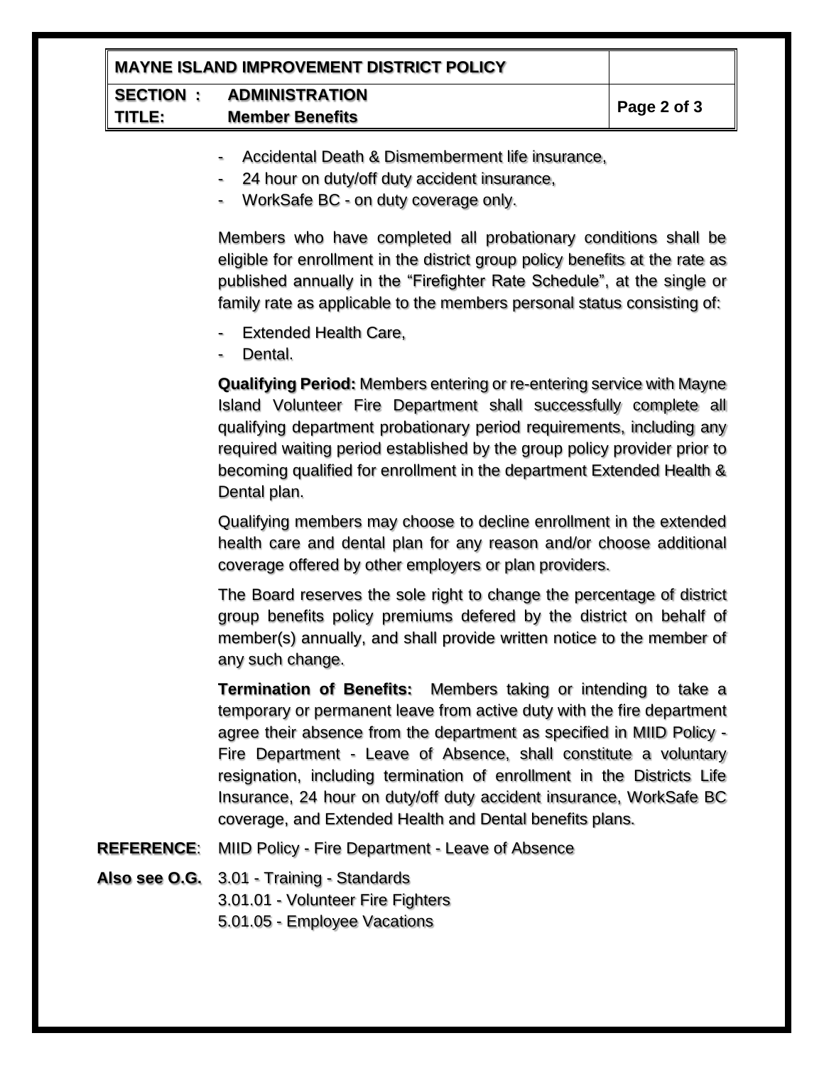- Accidental Death & Dismemberment life insurance,
- 24 hour on duty/off duty accident insurance,
- WorkSafe BC - on duty coverage only.

Members who have completed all probationary conditions shall be eligible for enrollment in the district group policy benefits at the rate as published annually in the "Firefighter Rate Schedule", at the single or family rate as applicable to the members personal status consisting of:

- Extended Health Care,
- Dental.

**Qualifying Period:** Members entering or re-entering service with Mayne Island Volunteer Fire Department shall successfully complete all qualifying department probationary period requirements, including any required waiting period established by the group policy provider prior to becoming qualified for enrollment in the department Extended Health & Dental plan.

Qualifying members may choose to decline enrollment in the extended health care and dental plan for any reason and/or choose additional coverage offered by other employers or plan providers.

The Board reserves the sole right to change the percentage of district group benefits policy premiums defered by the district on behalf of member(s) annually, and shall provide written notice to the member of any such change.

**Termination of Benefits:** Members taking or intending to take a temporary or permanent leave from active duty with the fire department agree their absence from the department as specified in MIID Policy - Fire Department - Leave of Absence, shall constitute a voluntary resignation, including termination of enrollment in the Districts Life Insurance, 24 hour on duty/off duty accident insurance, WorkSafe BC coverage, and Extended Health and Dental benefits plans.

**REFERENCE**: MIID Policy - Fire Department - Leave of Absence

**Also see O.G.** 3.01 - Training - Standards
3.01.01 - Volunteer Fire Fighters
5.01.05 - Employee Vacations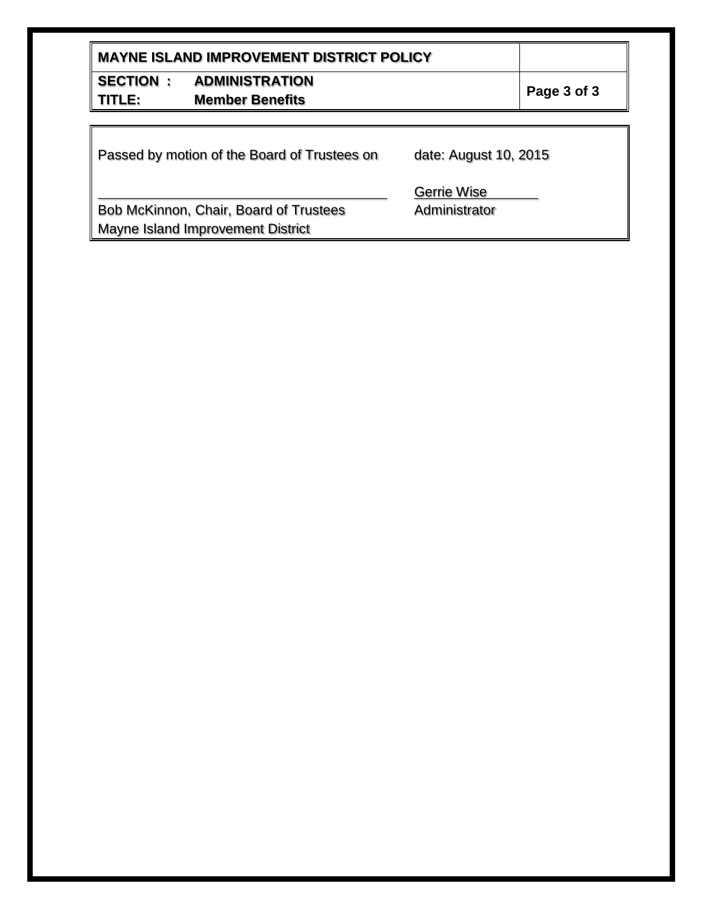**MAYNE ISLAND IMPROVEMENT DISTRICT POLICY**

**SECTION : ADMINISTRATION**

**TITLE: Member Benefits**

| | |
|---|---|
| Passed by motion of the Board of Trustees on | date: August 10, 2015 |
| ______________________________ | Gerrie Wise |
| Bob McKinnon, Chair, Board of Trustees | Administrator |
| Mayne Island Improvement District | |